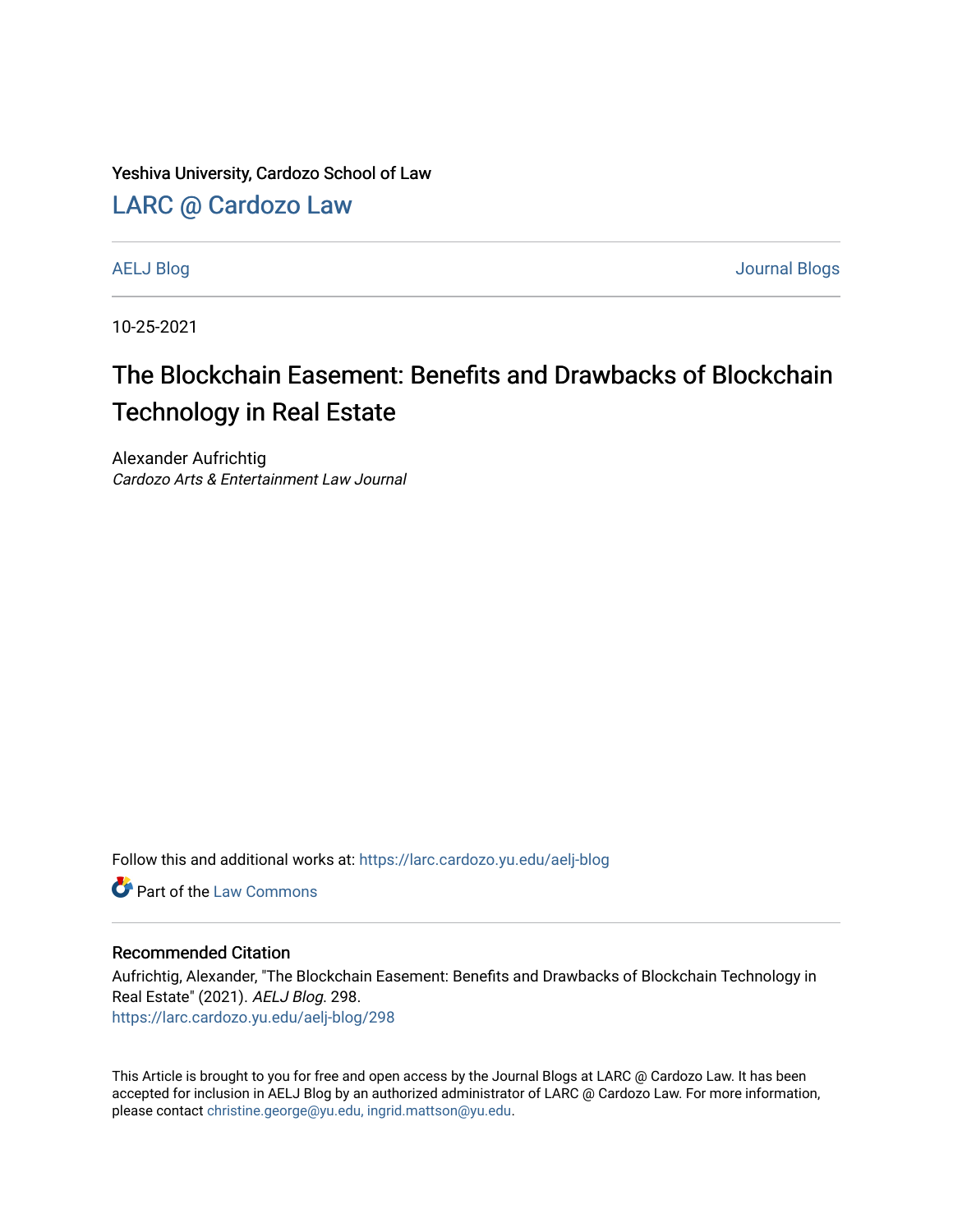Yeshiva University, Cardozo School of Law

LARC @ Cardozo Law

AELJ Blog | Journal Blogs

10-25-2021

# The Blockchain Easement: Benefits and Drawbacks of Blockchain Technology in Real Estate

Alexander Aufrichtig
*Cardozo Arts & Entertainment Law Journal*

Follow this and additional works at: https://larc.cardozo.yu.edu/aelj-blog

Part of the Law Commons

## Recommended Citation

Aufrichtig, Alexander, "The Blockchain Easement: Benefits and Drawbacks of Blockchain Technology in Real Estate" (2021). *AELJ Blog*. 298.
https://larc.cardozo.yu.edu/aelj-blog/298

This Article is brought to you for free and open access by the Journal Blogs at LARC @ Cardozo Law. It has been accepted for inclusion in AELJ Blog by an authorized administrator of LARC @ Cardozo Law. For more information, please contact christine.george@yu.edu, ingrid.mattson@yu.edu.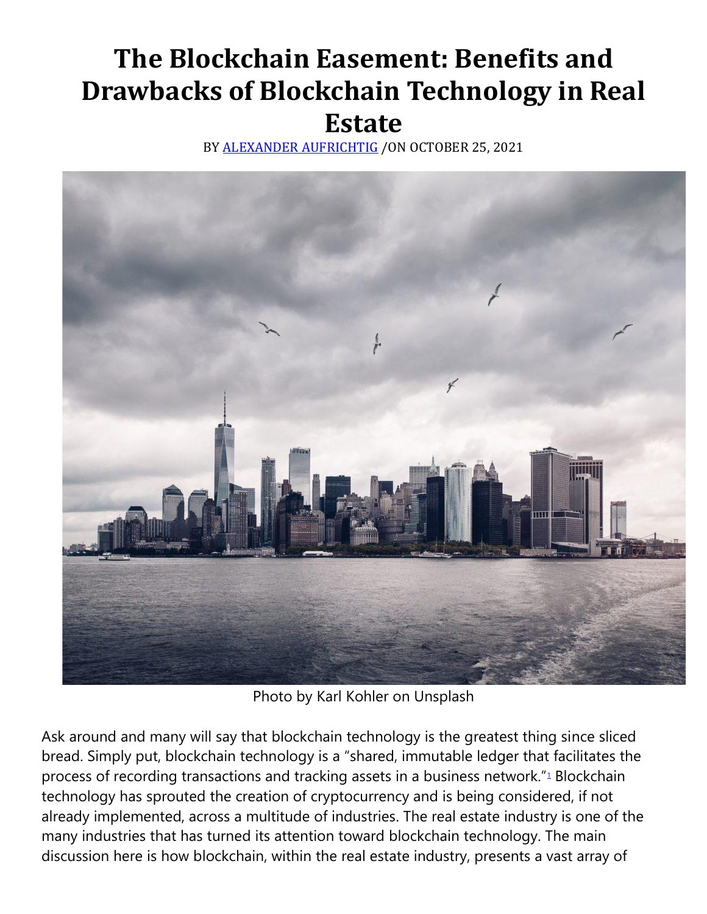# The Blockchain Easement: Benefits and Drawbacks of Blockchain Technology in Real Estate

BY ALEXANDER AUFRICHTIG /ON OCTOBER 25, 2021

Photo by Karl Kohler on Unsplash

Ask around and many will say that blockchain technology is the greatest thing since sliced bread. Simply put, blockchain technology is a "shared, immutable ledger that facilitates the process of recording transactions and tracking assets in a business network."[1] Blockchain technology has sprouted the creation of cryptocurrency and is being considered, if not already implemented, across a multitude of industries. The real estate industry is one of the many industries that has turned its attention toward blockchain technology. The main discussion here is how blockchain, within the real estate industry, presents a vast array of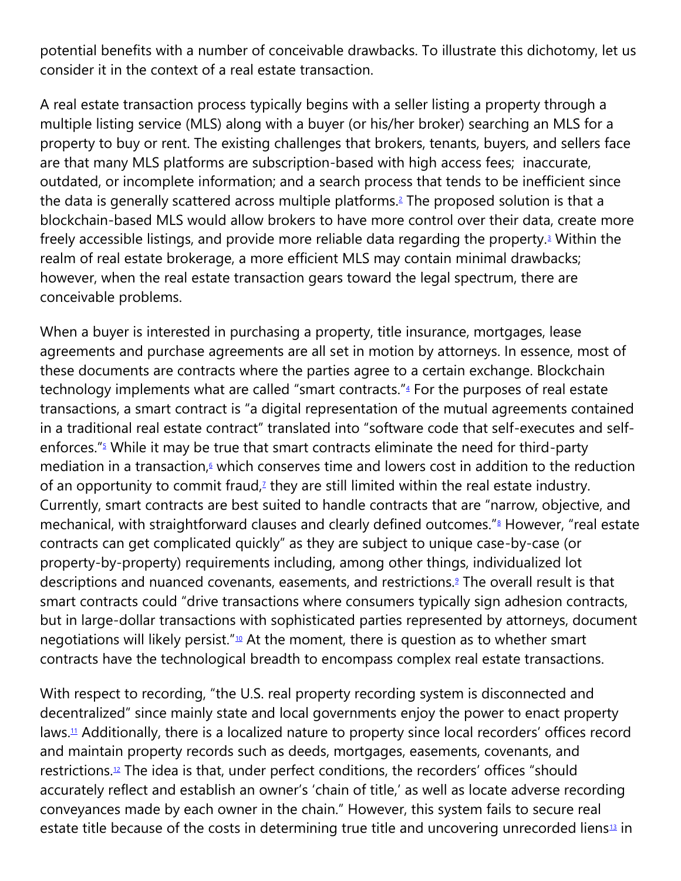potential benefits with a number of conceivable drawbacks. To illustrate this dichotomy, let us consider it in the context of a real estate transaction.

A real estate transaction process typically begins with a seller listing a property through a multiple listing service (MLS) along with a buyer (or his/her broker) searching an MLS for a property to buy or rent. The existing challenges that brokers, tenants, buyers, and sellers face are that many MLS platforms are subscription-based with high access fees;  inaccurate, outdated, or incomplete information; and a search process that tends to be inefficient since the data is generally scattered across multiple platforms.[2] The proposed solution is that a blockchain-based MLS would allow brokers to have more control over their data, create more freely accessible listings, and provide more reliable data regarding the property.[3] Within the realm of real estate brokerage, a more efficient MLS may contain minimal drawbacks; however, when the real estate transaction gears toward the legal spectrum, there are conceivable problems.

When a buyer is interested in purchasing a property, title insurance, mortgages, lease agreements and purchase agreements are all set in motion by attorneys. In essence, most of these documents are contracts where the parties agree to a certain exchange. Blockchain technology implements what are called "smart contracts."[4] For the purposes of real estate transactions, a smart contract is "a digital representation of the mutual agreements contained in a traditional real estate contract" translated into "software code that self-executes and self-enforces."[5] While it may be true that smart contracts eliminate the need for third-party mediation in a transaction,[6] which conserves time and lowers cost in addition to the reduction of an opportunity to commit fraud,[7] they are still limited within the real estate industry. Currently, smart contracts are best suited to handle contracts that are "narrow, objective, and mechanical, with straightforward clauses and clearly defined outcomes."[8] However, "real estate contracts can get complicated quickly" as they are subject to unique case-by-case (or property-by-property) requirements including, among other things, individualized lot descriptions and nuanced covenants, easements, and restrictions.[9] The overall result is that smart contracts could "drive transactions where consumers typically sign adhesion contracts, but in large-dollar transactions with sophisticated parties represented by attorneys, document negotiations will likely persist."[10] At the moment, there is question as to whether smart contracts have the technological breadth to encompass complex real estate transactions.

With respect to recording, "the U.S. real property recording system is disconnected and decentralized" since mainly state and local governments enjoy the power to enact property laws.[11] Additionally, there is a localized nature to property since local recorders' offices record and maintain property records such as deeds, mortgages, easements, covenants, and restrictions.[12] The idea is that, under perfect conditions, the recorders' offices "should accurately reflect and establish an owner's 'chain of title,' as well as locate adverse recording conveyances made by each owner in the chain." However, this system fails to secure real estate title because of the costs in determining true title and uncovering unrecorded liens[13] in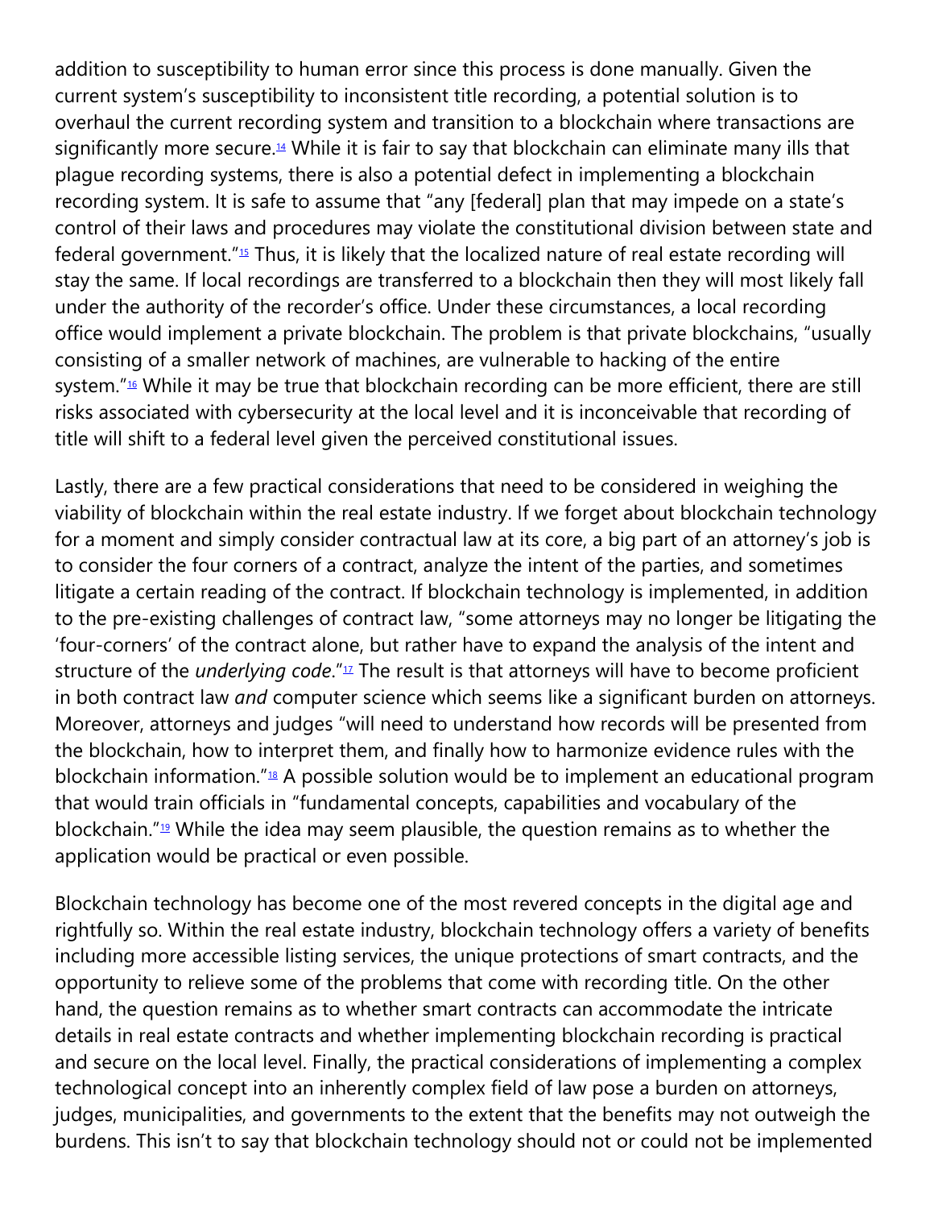addition to susceptibility to human error since this process is done manually. Given the current system's susceptibility to inconsistent title recording, a potential solution is to overhaul the current recording system and transition to a blockchain where transactions are significantly more secure.[14] While it is fair to say that blockchain can eliminate many ills that plague recording systems, there is also a potential defect in implementing a blockchain recording system. It is safe to assume that "any [federal] plan that may impede on a state's control of their laws and procedures may violate the constitutional division between state and federal government."[15] Thus, it is likely that the localized nature of real estate recording will stay the same. If local recordings are transferred to a blockchain then they will most likely fall under the authority of the recorder's office. Under these circumstances, a local recording office would implement a private blockchain. The problem is that private blockchains, "usually consisting of a smaller network of machines, are vulnerable to hacking of the entire system."[16] While it may be true that blockchain recording can be more efficient, there are still risks associated with cybersecurity at the local level and it is inconceivable that recording of title will shift to a federal level given the perceived constitutional issues.

Lastly, there are a few practical considerations that need to be considered in weighing the viability of blockchain within the real estate industry. If we forget about blockchain technology for a moment and simply consider contractual law at its core, a big part of an attorney's job is to consider the four corners of a contract, analyze the intent of the parties, and sometimes litigate a certain reading of the contract. If blockchain technology is implemented, in addition to the pre-existing challenges of contract law, "some attorneys may no longer be litigating the 'four-corners' of the contract alone, but rather have to expand the analysis of the intent and structure of the *underlying code*."[17] The result is that attorneys will have to become proficient in both contract law *and* computer science which seems like a significant burden on attorneys. Moreover, attorneys and judges "will need to understand how records will be presented from the blockchain, how to interpret them, and finally how to harmonize evidence rules with the blockchain information."[18] A possible solution would be to implement an educational program that would train officials in "fundamental concepts, capabilities and vocabulary of the blockchain."[19] While the idea may seem plausible, the question remains as to whether the application would be practical or even possible.

Blockchain technology has become one of the most revered concepts in the digital age and rightfully so. Within the real estate industry, blockchain technology offers a variety of benefits including more accessible listing services, the unique protections of smart contracts, and the opportunity to relieve some of the problems that come with recording title. On the other hand, the question remains as to whether smart contracts can accommodate the intricate details in real estate contracts and whether implementing blockchain recording is practical and secure on the local level. Finally, the practical considerations of implementing a complex technological concept into an inherently complex field of law pose a burden on attorneys, judges, municipalities, and governments to the extent that the benefits may not outweigh the burdens. This isn't to say that blockchain technology should not or could not be implemented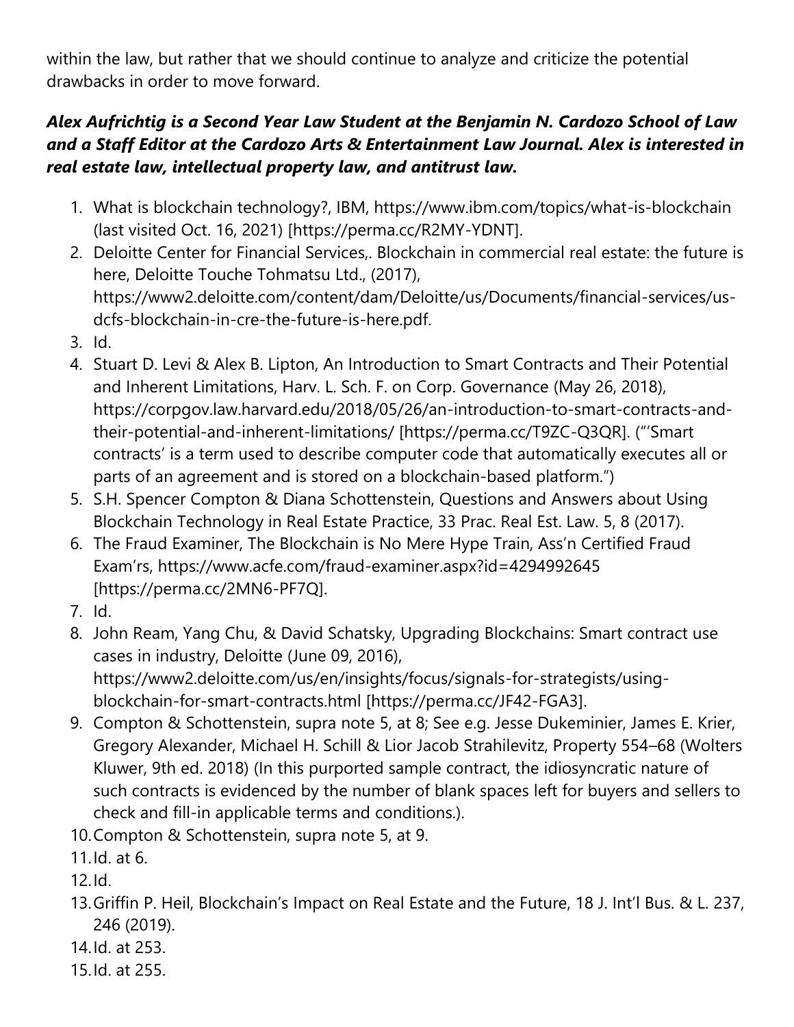within the law, but rather that we should continue to analyze and criticize the potential drawbacks in order to move forward.

***Alex Aufrichtig is a Second Year Law Student at the Benjamin N. Cardozo School of Law and a Staff Editor at the Cardozo Arts & Entertainment Law Journal. Alex is interested in real estate law, intellectual property law, and antitrust law.***

1. What is blockchain technology?, IBM, https://www.ibm.com/topics/what-is-blockchain (last visited Oct. 16, 2021) [https://perma.cc/R2MY-YDNT].
2. Deloitte Center for Financial Services,. Blockchain in commercial real estate: the future is here, Deloitte Touche Tohmatsu Ltd., (2017), https://www2.deloitte.com/content/dam/Deloitte/us/Documents/financial-services/us-dcfs-blockchain-in-cre-the-future-is-here.pdf.
3. Id.
4. Stuart D. Levi & Alex B. Lipton, An Introduction to Smart Contracts and Their Potential and Inherent Limitations, Harv. L. Sch. F. on Corp. Governance (May 26, 2018), https://corpgov.law.harvard.edu/2018/05/26/an-introduction-to-smart-contracts-and-their-potential-and-inherent-limitations/ [https://perma.cc/T9ZC-Q3QR]. ("'Smart contracts' is a term used to describe computer code that automatically executes all or parts of an agreement and is stored on a blockchain-based platform.")
5. S.H. Spencer Compton & Diana Schottenstein, Questions and Answers about Using Blockchain Technology in Real Estate Practice, 33 Prac. Real Est. Law. 5, 8 (2017).
6. The Fraud Examiner, The Blockchain is No Mere Hype Train, Ass'n Certified Fraud Exam'rs, https://www.acfe.com/fraud-examiner.aspx?id=4294992645 [https://perma.cc/2MN6-PF7Q].
7. Id.
8. John Ream, Yang Chu, & David Schatsky, Upgrading Blockchains: Smart contract use cases in industry, Deloitte (June 09, 2016), https://www2.deloitte.com/us/en/insights/focus/signals-for-strategists/using-blockchain-for-smart-contracts.html [https://perma.cc/JF42-FGA3].
9. Compton & Schottenstein, supra note 5, at 8; See e.g. Jesse Dukeminier, James E. Krier, Gregory Alexander, Michael H. Schill & Lior Jacob Strahilevitz, Property 554–68 (Wolters Kluwer, 9th ed. 2018) (In this purported sample contract, the idiosyncratic nature of such contracts is evidenced by the number of blank spaces left for buyers and sellers to check and fill-in applicable terms and conditions.).
10. Compton & Schottenstein, supra note 5, at 9.
11. Id. at 6.
12. Id.
13. Griffin P. Heil, Blockchain's Impact on Real Estate and the Future, 18 J. Int'l Bus. & L. 237, 246 (2019).
14. Id. at 253.
15. Id. at 255.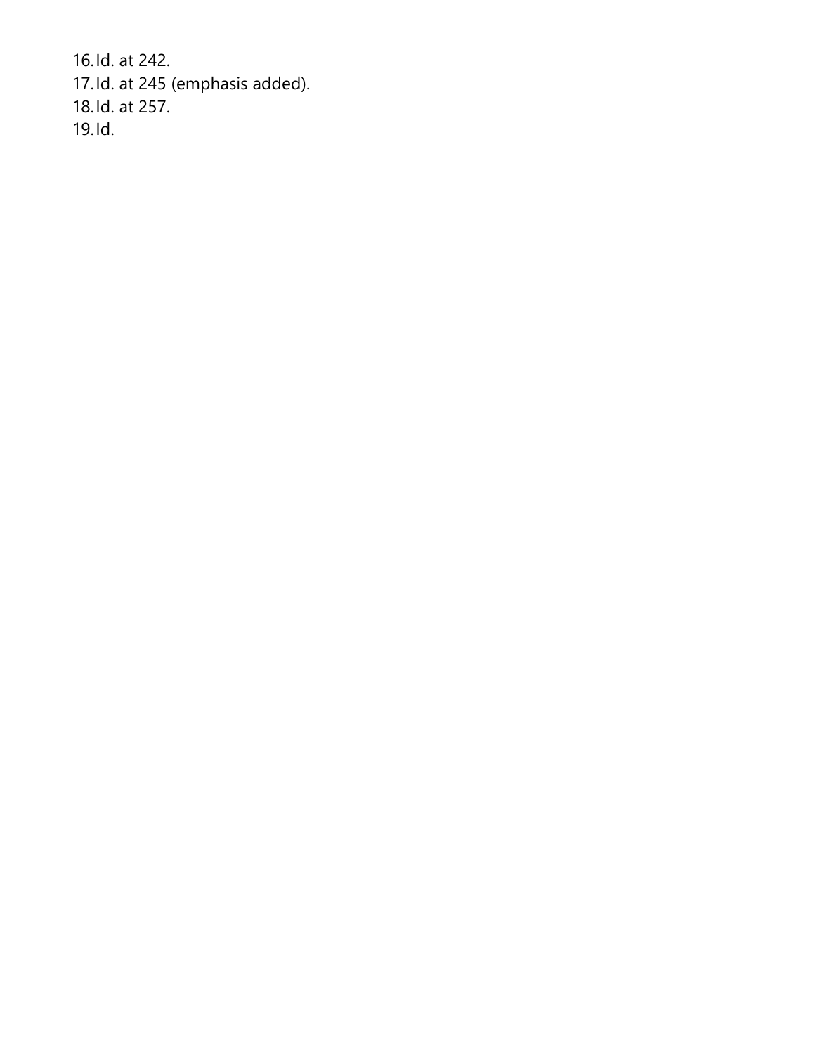16. Id. at 242.
17. Id. at 245 (emphasis added).
18. Id. at 257.
19. Id.